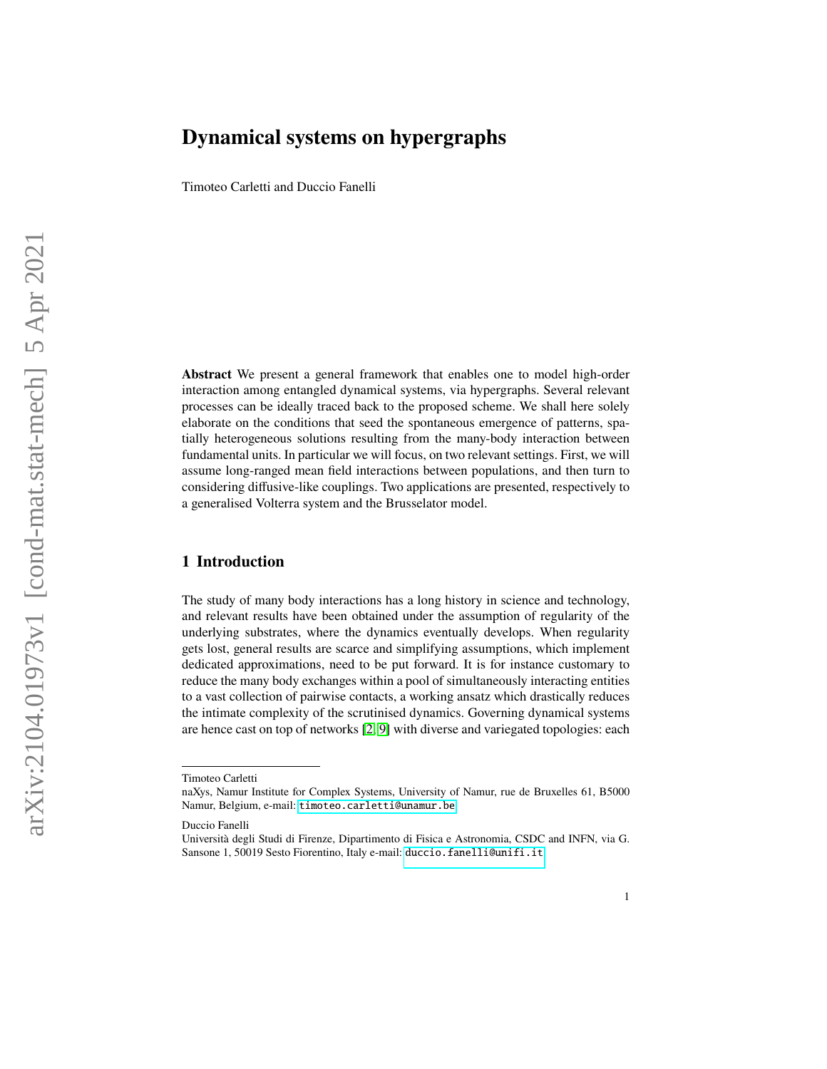# Dynamical systems on hypergraphs

Timoteo Carletti and Duccio Fanelli

**Abstract** We present a general framework that enables one to model high-order interaction among entangled dynamical systems, via hypergraphs. Several relevant processes can be ideally traced back to the proposed scheme. We shall here solely elaborate on the conditions that seed the spontaneous emergence of patterns, spatially heterogeneous solutions resulting from the many-body interaction between fundamental units. In particular we will focus, on two relevant settings. First, we will assume long-ranged mean field interactions between populations, and then turn to considering diffusive-like couplings. Two applications are presented, respectively to a generalised Volterra system and the Brusselator model.

## 1 Introduction

The study of many body interactions has a long history in science and technology, and relevant results have been obtained under the assumption of regularity of the underlying substrates, where the dynamics eventually develops. When regularity gets lost, general results are scarce and simplifying assumptions, which implement dedicated approximations, need to be put forward. It is for instance customary to reduce the many body exchanges within a pool of simultaneously interacting entities to a vast collection of pairwise contacts, a working ansatz which drastically reduces the intimate complexity of the scrutinised dynamics. Governing dynamical systems are hence cast on top of networks [2, 9] with diverse and variegated topologies: each

---

Timoteo Carletti
naXys, Namur Institute for Complex Systems, University of Namur, rue de Bruxelles 61, B5000 Namur, Belgium, e-mail: timoteo.carletti@unamur.be

Duccio Fanelli
Università degli Studi di Firenze, Dipartimento di Fisica e Astronomia, CSDC and INFN, via G. Sansone 1, 50019 Sesto Fiorentino, Italy e-mail: duccio.fanelli@unifi.it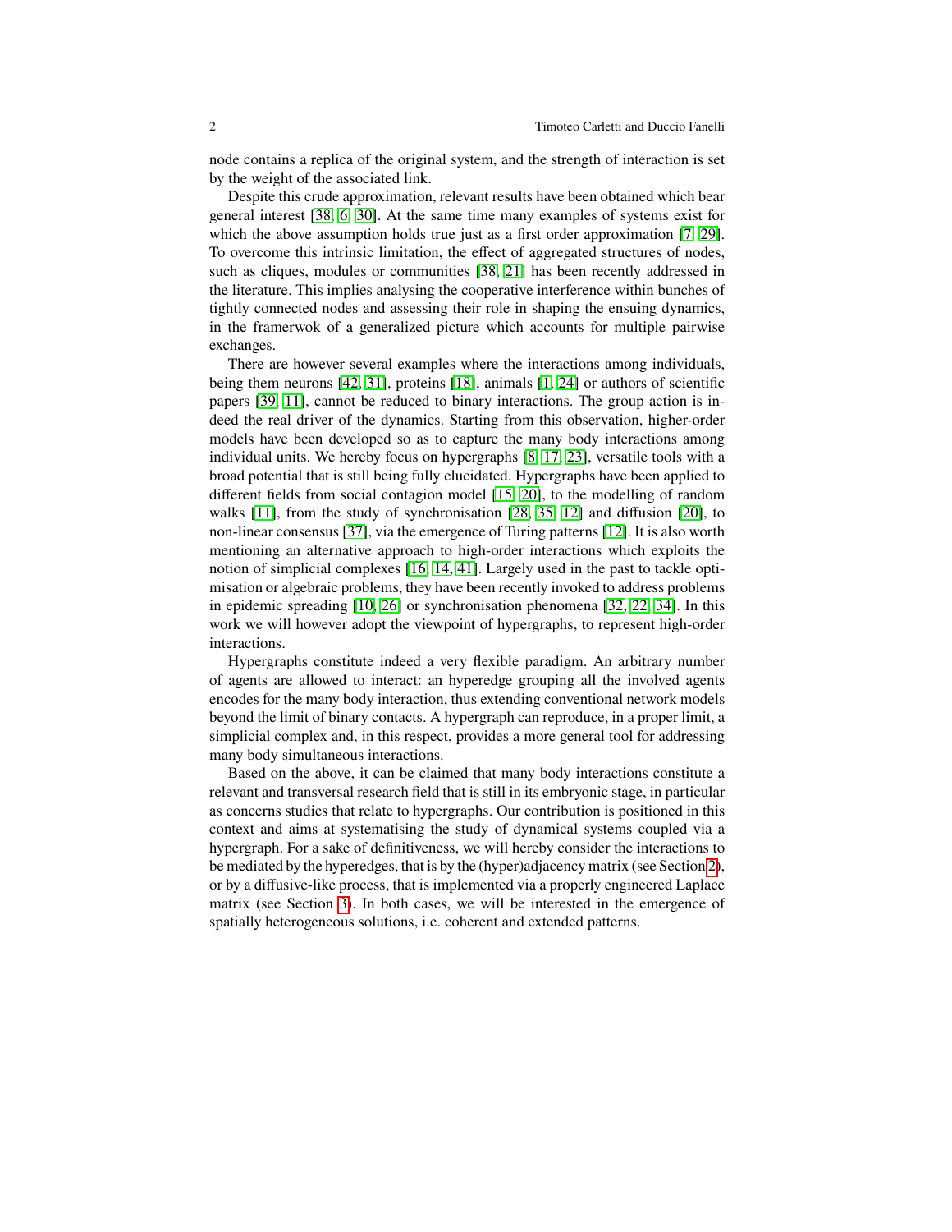node contains a replica of the original system, and the strength of interaction is set by the weight of the associated link.

Despite this crude approximation, relevant results have been obtained which bear general interest [38, 6, 30]. At the same time many examples of systems exist for which the above assumption holds true just as a first order approximation [7, 29]. To overcome this intrinsic limitation, the effect of aggregated structures of nodes, such as cliques, modules or communities [38, 21] has been recently addressed in the literature. This implies analysing the cooperative interference within bunches of tightly connected nodes and assessing their role in shaping the ensuing dynamics, in the framerwok of a generalized picture which accounts for multiple pairwise exchanges.

There are however several examples where the interactions among individuals, being them neurons [42, 31], proteins [18], animals [1, 24] or authors of scientific papers [39, 11], cannot be reduced to binary interactions. The group action is indeed the real driver of the dynamics. Starting from this observation, higher-order models have been developed so as to capture the many body interactions among individual units. We hereby focus on hypergraphs [8, 17, 23], versatile tools with a broad potential that is still being fully elucidated. Hypergraphs have been applied to different fields from social contagion model [15, 20], to the modelling of random walks [11], from the study of synchronisation [28, 35, 12] and diffusion [20], to non-linear consensus [37], via the emergence of Turing patterns [12]. It is also worth mentioning an alternative approach to high-order interactions which exploits the notion of simplicial complexes [16, 14, 41]. Largely used in the past to tackle optimisation or algebraic problems, they have been recently invoked to address problems in epidemic spreading [10, 26] or synchronisation phenomena [32, 22, 34]. In this work we will however adopt the viewpoint of hypergraphs, to represent high-order interactions.

Hypergraphs constitute indeed a very flexible paradigm. An arbitrary number of agents are allowed to interact: an hyperedge grouping all the involved agents encodes for the many body interaction, thus extending conventional network models beyond the limit of binary contacts. A hypergraph can reproduce, in a proper limit, a simplicial complex and, in this respect, provides a more general tool for addressing many body simultaneous interactions.

Based on the above, it can be claimed that many body interactions constitute a relevant and transversal research field that is still in its embryonic stage, in particular as concerns studies that relate to hypergraphs. Our contribution is positioned in this context and aims at systematising the study of dynamical systems coupled via a hypergraph. For a sake of definitiveness, we will hereby consider the interactions to be mediated by the hyperedges, that is by the (hyper)adjacency matrix (see Section 2), or by a diffusive-like process, that is implemented via a properly engineered Laplace matrix (see Section 3). In both cases, we will be interested in the emergence of spatially heterogeneous solutions, i.e. coherent and extended patterns.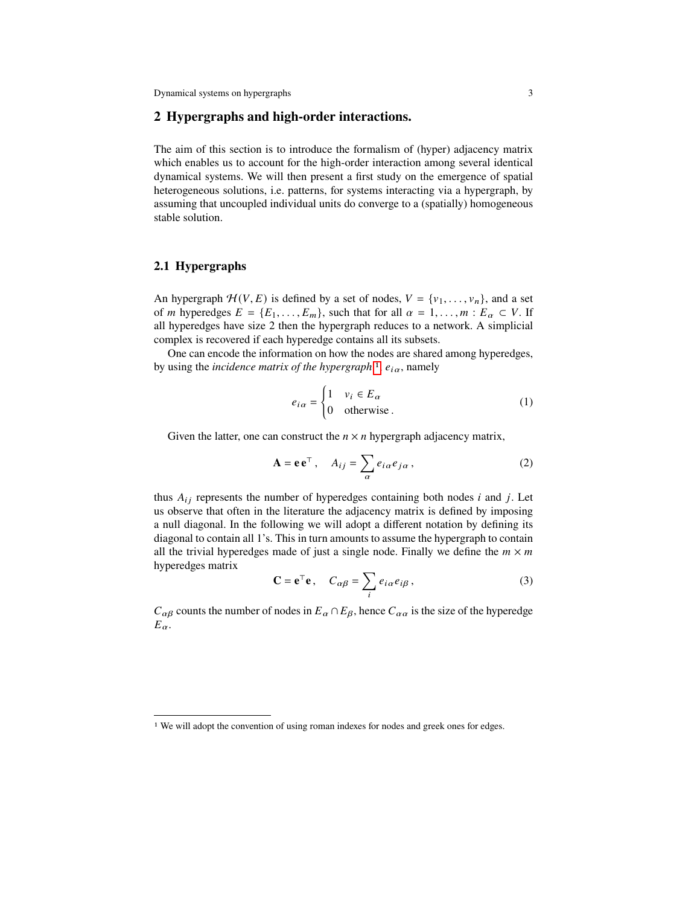## 2 Hypergraphs and high-order interactions.

The aim of this section is to introduce the formalism of (hyper) adjacency matrix which enables us to account for the high-order interaction among several identical dynamical systems. We will then present a first study on the emergence of spatial heterogeneous solutions, i.e. patterns, for systems interacting via a hypergraph, by assuming that uncoupled individual units do converge to a (spatially) homogeneous stable solution.

### 2.1 Hypergraphs

An hypergraph $\mathcal{H}(V,E)$ is defined by a set of nodes, $V = \{v_1, \dots, v_n\}$, and a set of $m$ hyperedges $E = \{E_1, \dots, E_m\}$, such that for all $\alpha = 1, \dots, m : E_\alpha \subset V$. If all hyperedges have size 2 then the hypergraph reduces to a network. A simplicial complex is recovered if each hyperedge contains all its subsets.

One can encode the information on how the nodes are shared among hyperedges, by using the *incidence matrix of the hypergraph*[1] $e_{i\alpha}$, namely

$$e_{i\alpha} = \begin{cases} 1 & v_i \in E_\alpha \\ 0 & \text{otherwise}\,. \end{cases} \tag{1}$$

Given the latter, one can construct the $n \times n$ hypergraph adjacency matrix,

$$\mathbf{A} = \mathbf{e}\,\mathbf{e}^\top\,, \quad A_{ij} = \sum_\alpha e_{i\alpha} e_{j\alpha}\,, \tag{2}$$

thus $A_{ij}$ represents the number of hyperedges containing both nodes $i$ and $j$. Let us observe that often in the literature the adjacency matrix is defined by imposing a null diagonal. In the following we will adopt a different notation by defining its diagonal to contain all 1's. This in turn amounts to assume the hypergraph to contain all the trivial hyperedges made of just a single node. Finally we define the $m \times m$ hyperedges matrix

$$\mathbf{C} = \mathbf{e}^\top \mathbf{e}\,, \quad C_{\alpha\beta} = \sum_i e_{i\alpha} e_{i\beta}\,, \tag{3}$$

$C_{\alpha\beta}$ counts the number of nodes in $E_\alpha \cap E_\beta$, hence $C_{\alpha\alpha}$ is the size of the hyperedge $E_\alpha$.

---

[1] We will adopt the convention of using roman indexes for nodes and greek ones for edges.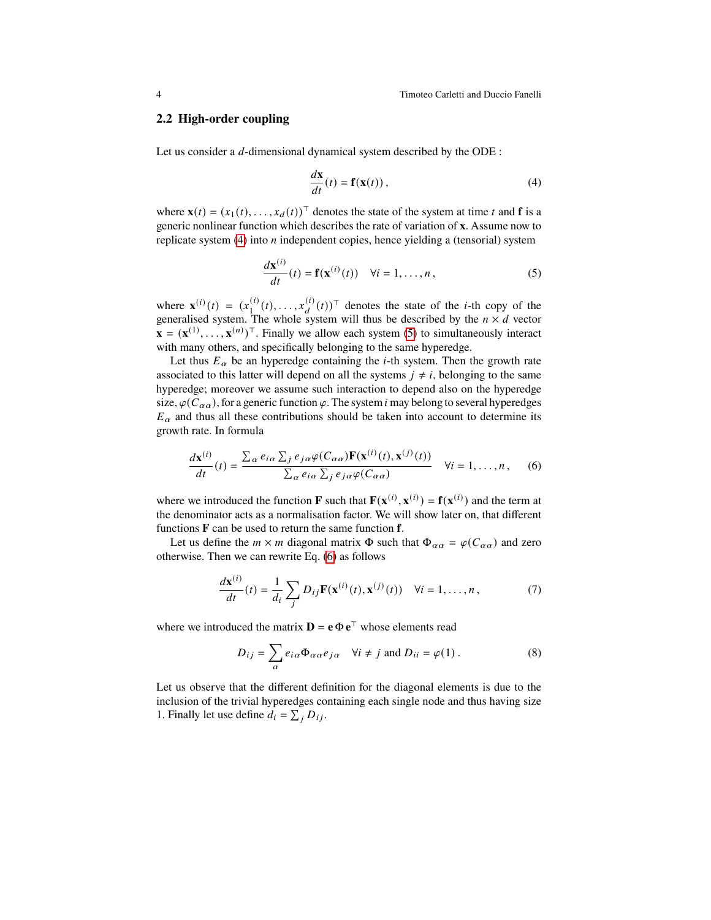## 2.2 High-order coupling

Let us consider a $d$-dimensional dynamical system described by the ODE :

$$\frac{d\mathbf{x}}{dt}(t) = \mathbf{f}(\mathbf{x}(t)) \,, \tag{4}$$

where $\mathbf{x}(t) = (x_1(t), \dots, x_d(t))^\top$ denotes the state of the system at time $t$ and $\mathbf{f}$ is a generic nonlinear function which describes the rate of variation of $\mathbf{x}$. Assume now to replicate system (4) into $n$ independent copies, hence yielding a (tensorial) system

$$\frac{d\mathbf{x}^{(i)}}{dt}(t) = \mathbf{f}(\mathbf{x}^{(i)}(t)) \quad \forall i = 1, \dots, n \,, \tag{5}$$

where $\mathbf{x}^{(i)}(t) = (x_1^{(i)}(t), \dots, x_d^{(i)}(t))^\top$ denotes the state of the $i$-th copy of the generalised system. The whole system will thus be described by the $n \times d$ vector $\mathbf{x} = (\mathbf{x}^{(1)}, \dots, \mathbf{x}^{(n)})^\top$. Finally we allow each system (5) to simultaneously interact with many others, and specifically belonging to the same hyperedge.

Let thus $E_\alpha$ be an hyperedge containing the $i$-th system. Then the growth rate associated to this latter will depend on all the systems $j \neq i$, belonging to the same hyperedge; moreover we assume such interaction to depend also on the hyperedge size, $\varphi(C_{\alpha\alpha})$, for a generic function $\varphi$. The system $i$ may belong to several hyperedges $E_\alpha$ and thus all these contributions should be taken into account to determine its growth rate. In formula

$$\frac{d\mathbf{x}^{(i)}}{dt}(t) = \frac{\sum_\alpha e_{i\alpha} \sum_j e_{j\alpha} \varphi(C_{\alpha\alpha}) \mathbf{F}(\mathbf{x}^{(i)}(t), \mathbf{x}^{(j)}(t))}{\sum_\alpha e_{i\alpha} \sum_j e_{j\alpha} \varphi(C_{\alpha\alpha})} \quad \forall i = 1, \dots, n \,, \tag{6}$$

where we introduced the function $\mathbf{F}$ such that $\mathbf{F}(\mathbf{x}^{(i)}, \mathbf{x}^{(i)}) = \mathbf{f}(\mathbf{x}^{(i)})$ and the term at the denominator acts as a normalisation factor. We will show later on, that different functions $\mathbf{F}$ can be used to return the same function $\mathbf{f}$.

Let us define the $m \times m$ diagonal matrix $\Phi$ such that $\Phi_{\alpha\alpha} = \varphi(C_{\alpha\alpha})$ and zero otherwise. Then we can rewrite Eq. (6) as follows

$$\frac{d\mathbf{x}^{(i)}}{dt}(t) = \frac{1}{d_i} \sum_j D_{ij} \mathbf{F}(\mathbf{x}^{(i)}(t), \mathbf{x}^{(j)}(t)) \quad \forall i = 1, \dots, n \,, \tag{7}$$

where we introduced the matrix $\mathbf{D} = \mathbf{e}\, \Phi\, \mathbf{e}^\top$ whose elements read

$$D_{ij} = \sum_\alpha e_{i\alpha} \Phi_{\alpha\alpha} e_{j\alpha} \quad \forall i \neq j \text{ and } D_{ii} = \varphi(1) \,. \tag{8}$$

Let us observe that the different definition for the diagonal elements is due to the inclusion of the trivial hyperedges containing each single node and thus having size 1. Finally let use define $d_i = \sum_j D_{ij}$.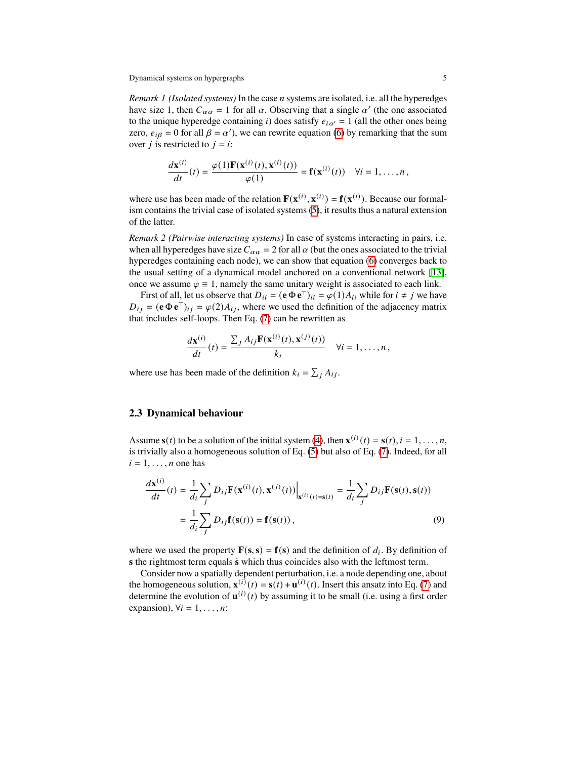*Remark 1 (Isolated systems)* In the case $n$ systems are isolated, i.e. all the hyperedges have size 1, then $C_{\alpha\alpha} = 1$ for all $\alpha$. Observing that a single $\alpha'$ (the one associated to the unique hyperedge containing $i$) does satisfy $e_{i\alpha'} = 1$ (all the other ones being zero, $e_{i\beta} = 0$ for all $\beta = \alpha'$), we can rewrite equation (6) by remarking that the sum over $j$ is restricted to $j = i$:

$$\frac{d\mathbf{x}^{(i)}}{dt}(t) = \frac{\varphi(1)\mathbf{F}(\mathbf{x}^{(i)}(t), \mathbf{x}^{(i)}(t))}{\varphi(1)} = \mathbf{f}(\mathbf{x}^{(i)}(t)) \quad \forall i = 1, \dots, n\,,$$

where use has been made of the relation $\mathbf{F}(\mathbf{x}^{(i)}, \mathbf{x}^{(i)}) = \mathbf{f}(\mathbf{x}^{(i)})$. Because our formalism contains the trivial case of isolated systems (5), it results thus a natural extension of the latter.

*Remark 2 (Pairwise interacting systems)* In case of systems interacting in pairs, i.e. when all hyperedges have size $C_{\alpha\alpha} = 2$ for all $\alpha$ (but the ones associated to the trivial hyperedges containing each node), we can show that equation (6) converges back to the usual setting of a dynamical model anchored on a conventional network [13], once we assume $\varphi \equiv 1$, namely the same unitary weight is associated to each link.

First of all, let us observe that $D_{ii} = (\mathbf{e}\,\Phi\,\mathbf{e}^\top)_{ii} = \varphi(1)A_{ii}$ while for $i \neq j$ we have $D_{ij} = (\mathbf{e}\,\Phi\,\mathbf{e}^\top)_{ij} = \varphi(2)A_{ij}$, where we used the definition of the adjacency matrix that includes self-loops. Then Eq. (7) can be rewritten as

$$\frac{d\mathbf{x}^{(i)}}{dt}(t) = \frac{\sum_j A_{ij}\mathbf{F}(\mathbf{x}^{(i)}(t), \mathbf{x}^{(j)}(t))}{k_i} \quad \forall i = 1, \dots, n\,,$$

where use has been made of the definition $k_i = \sum_j A_{ij}$.

## 2.3 Dynamical behaviour

Assume $\mathbf{s}(t)$ to be a solution of the initial system (4), then $\mathbf{x}^{(i)}(t) = \mathbf{s}(t), i = 1, \dots, n$, is trivially also a homogeneous solution of Eq. (5) but also of Eq. (7). Indeed, for all $i = 1, \dots, n$ one has

$$\begin{aligned}
\frac{d\mathbf{x}^{(i)}}{dt}(t) &= \frac{1}{d_i}\sum_j D_{ij}\mathbf{F}(\mathbf{x}^{(i)}(t), \mathbf{x}^{(j)}(t))\Big|_{\mathbf{x}^{(i)}(t)=\mathbf{s}(t)} = \frac{1}{d_i}\sum_j D_{ij}\mathbf{F}(\mathbf{s}(t), \mathbf{s}(t)) \\
&= \frac{1}{d_i}\sum_j D_{ij}\mathbf{f}(\mathbf{s}(t)) = \mathbf{f}(\mathbf{s}(t))\,,
\end{aligned} \tag{9}$$

where we used the property $\mathbf{F}(\mathbf{s}, \mathbf{s}) = \mathbf{f}(\mathbf{s})$ and the definition of $d_i$. By definition of $\mathbf{s}$ the rightmost term equals $\dot{\mathbf{s}}$ which thus coincides also with the leftmost term.

Consider now a spatially dependent perturbation, i.e. a node depending one, about the homogeneous solution, $\mathbf{x}^{(i)}(t) = \mathbf{s}(t) + \mathbf{u}^{(i)}(t)$. Insert this ansatz into Eq. (7) and determine the evolution of $\mathbf{u}^{(i)}(t)$ by assuming it to be small (i.e. using a first order expansion), $\forall i = 1, \dots, n$: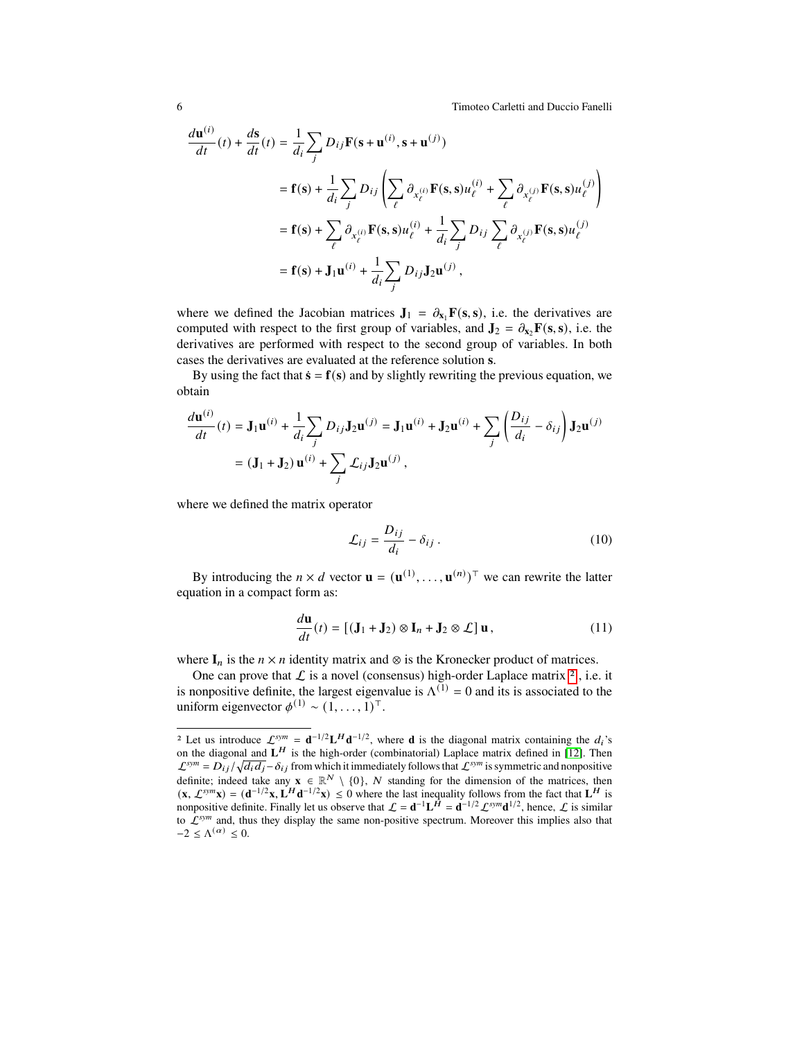$$
\begin{aligned}
\frac{d\mathbf{u}^{(i)}}{dt}(t) + \frac{d\mathbf{s}}{dt}(t) &= \frac{1}{d_i}\sum_j D_{ij}\mathbf{F}(\mathbf{s}+\mathbf{u}^{(i)}, \mathbf{s}+\mathbf{u}^{(j)}) \\
&= \mathbf{f}(\mathbf{s}) + \frac{1}{d_i}\sum_j D_{ij}\left(\sum_\ell \partial_{x_\ell^{(i)}}\mathbf{F}(\mathbf{s},\mathbf{s})u_\ell^{(i)} + \sum_\ell \partial_{x_\ell^{(j)}}\mathbf{F}(\mathbf{s},\mathbf{s})u_\ell^{(j)}\right) \\
&= \mathbf{f}(\mathbf{s}) + \sum_\ell \partial_{x_\ell^{(i)}}\mathbf{F}(\mathbf{s},\mathbf{s})u_\ell^{(i)} + \frac{1}{d_i}\sum_j D_{ij}\sum_\ell \partial_{x_\ell^{(j)}}\mathbf{F}(\mathbf{s},\mathbf{s})u_\ell^{(j)} \\
&= \mathbf{f}(\mathbf{s}) + \mathbf{J}_1\mathbf{u}^{(i)} + \frac{1}{d_i}\sum_j D_{ij}\mathbf{J}_2\mathbf{u}^{(j)}\,,
\end{aligned}
$$

where we defined the Jacobian matrices $\mathbf{J}_1 = \partial_{\mathbf{x}_1}\mathbf{F}(\mathbf{s},\mathbf{s})$, i.e. the derivatives are computed with respect to the first group of variables, and $\mathbf{J}_2 = \partial_{\mathbf{x}_2}\mathbf{F}(\mathbf{s},\mathbf{s})$, i.e. the derivatives are performed with respect to the second group of variables. In both cases the derivatives are evaluated at the reference solution $\mathbf{s}$.

By using the fact that $\dot{\mathbf{s}} = \mathbf{f}(\mathbf{s})$ and by slightly rewriting the previous equation, we obtain

$$
\begin{aligned}
\frac{d\mathbf{u}^{(i)}}{dt}(t) &= \mathbf{J}_1\mathbf{u}^{(i)} + \frac{1}{d_i}\sum_j D_{ij}\mathbf{J}_2\mathbf{u}^{(j)} = \mathbf{J}_1\mathbf{u}^{(i)} + \mathbf{J}_2\mathbf{u}^{(i)} + \sum_j\left(\frac{D_{ij}}{d_i} - \delta_{ij}\right)\mathbf{J}_2\mathbf{u}^{(j)} \\
&= (\mathbf{J}_1 + \mathbf{J}_2)\,\mathbf{u}^{(i)} + \sum_j \mathcal{L}_{ij}\mathbf{J}_2\mathbf{u}^{(j)}\,,
\end{aligned}
$$

where we defined the matrix operator

$$
\mathcal{L}_{ij} = \frac{D_{ij}}{d_i} - \delta_{ij}\,. \tag{10}
$$

By introducing the $n \times d$ vector $\mathbf{u} = (\mathbf{u}^{(1)}, \dots, \mathbf{u}^{(n)})^\top$ we can rewrite the latter equation in a compact form as:

$$
\frac{d\mathbf{u}}{dt}(t) = \left[(\mathbf{J}_1 + \mathbf{J}_2)\otimes\mathbf{I}_n + \mathbf{J}_2\otimes\mathcal{L}\right]\mathbf{u}\,, \tag{11}
$$

where $\mathbf{I}_n$ is the $n \times n$ identity matrix and $\otimes$ is the Kronecker product of matrices.

One can prove that $\mathcal{L}$ is a novel (consensus) high-order Laplace matrix [2], i.e. it is nonpositive definite, the largest eigenvalue is $\Lambda^{(1)} = 0$ and its is associated to the uniform eigenvector $\phi^{(1)} \sim (1, \dots, 1)^\top$.

---

[2] Let us introduce $\mathcal{L}^{sym} = \mathbf{d}^{-1/2}\mathbf{L}^H\mathbf{d}^{-1/2}$, where $\mathbf{d}$ is the diagonal matrix containing the $d_i$'s on the diagonal and $\mathbf{L}^H$ is the high-order (combinatorial) Laplace matrix defined in [12]. Then $\mathcal{L}^{sym} = D_{ij}/\sqrt{d_i d_j} - \delta_{ij}$ from which it immediately follows that $\mathcal{L}^{sym}$ is symmetric and nonpositive definite; indeed take any $\mathbf{x} \in \mathbb{R}^N \setminus \{0\}$, $N$ standing for the dimension of the matrices, then $(\mathbf{x}, \mathcal{L}^{sym}\mathbf{x}) = (\mathbf{d}^{-1/2}\mathbf{x}, \mathbf{L}^H\mathbf{d}^{-1/2}\mathbf{x}) \leq 0$ where the last inequality follows from the fact that $\mathbf{L}^H$ is nonpositive definite. Finally let us observe that $\mathcal{L} = \mathbf{d}^{-1}\mathbf{L}^H = \mathbf{d}^{-1/2}\mathcal{L}^{sym}\mathbf{d}^{1/2}$, hence, $\mathcal{L}$ is similar to $\mathcal{L}^{sym}$ and, thus they display the same non-positive spectrum. Moreover this implies also that $-2 \leq \Lambda^{(\alpha)} \leq 0$.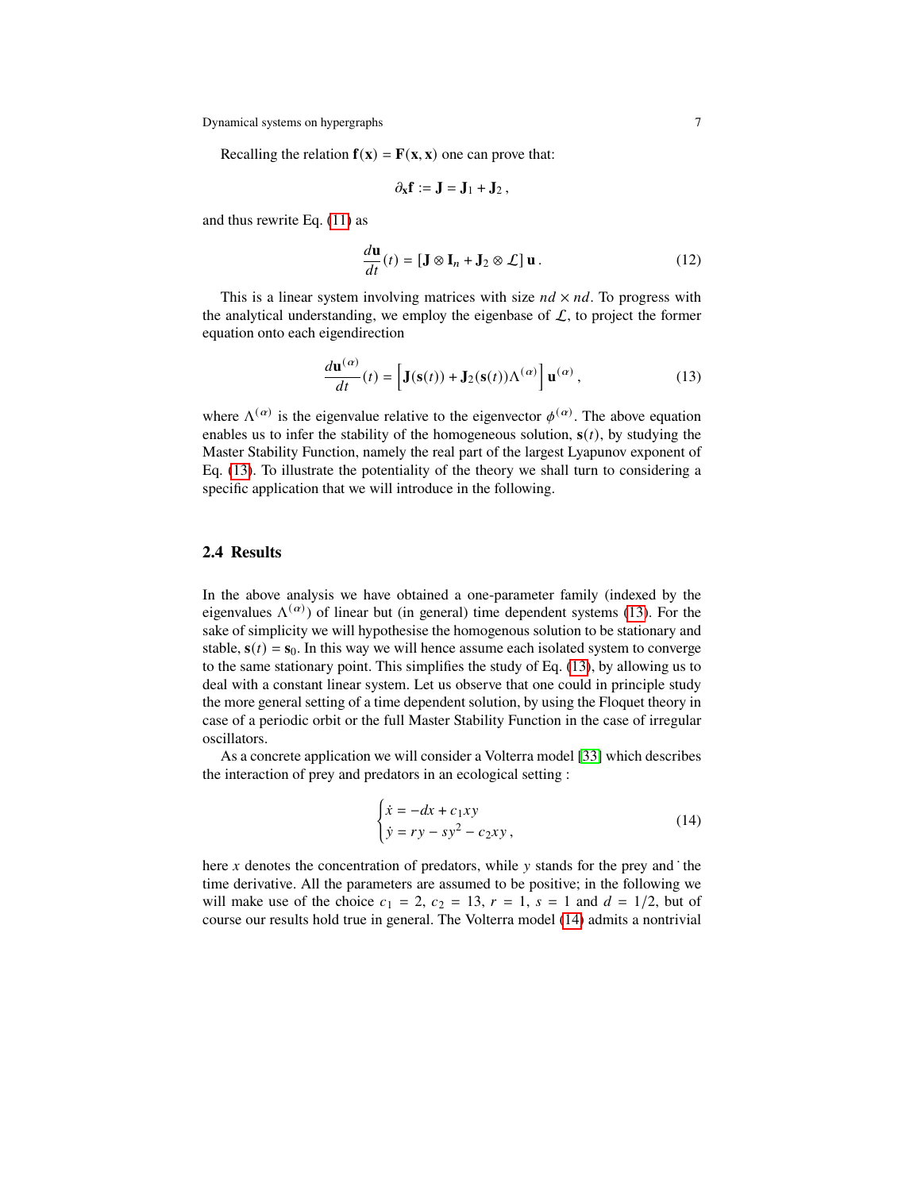Recalling the relation $\mathbf{f}(\mathbf{x}) = \mathbf{F}(\mathbf{x}, \mathbf{x})$ one can prove that:

$$\partial_{\mathbf{x}} \mathbf{f} := \mathbf{J} = \mathbf{J}_1 + \mathbf{J}_2 \,,$$

and thus rewrite Eq. (11) as

$$\frac{d\mathbf{u}}{dt}(t) = \left[\mathbf{J} \otimes \mathbf{I}_n + \mathbf{J}_2 \otimes \mathcal{L}\right] \mathbf{u} \,. \tag{12}$$

This is a linear system involving matrices with size $nd \times nd$. To progress with the analytical understanding, we employ the eigenbase of $\mathcal{L}$, to project the former equation onto each eigendirection

$$\frac{d\mathbf{u}^{(\alpha)}}{dt}(t) = \left[\mathbf{J}(\mathbf{s}(t)) + \mathbf{J}_2(\mathbf{s}(t))\Lambda^{(\alpha)}\right] \mathbf{u}^{(\alpha)} \,, \tag{13}$$

where $\Lambda^{(\alpha)}$ is the eigenvalue relative to the eigenvector $\phi^{(\alpha)}$. The above equation enables us to infer the stability of the homogeneous solution, $\mathbf{s}(t)$, by studying the Master Stability Function, namely the real part of the largest Lyapunov exponent of Eq. (13). To illustrate the potentiality of the theory we shall turn to considering a specific application that we will introduce in the following.

## 2.4 Results

In the above analysis we have obtained a one-parameter family (indexed by the eigenvalues $\Lambda^{(\alpha)}$) of linear but (in general) time dependent systems (13). For the sake of simplicity we will hypothesise the homogenous solution to be stationary and stable, $\mathbf{s}(t) = \mathbf{s}_0$. In this way we will hence assume each isolated system to converge to the same stationary point. This simplifies the study of Eq. (13), by allowing us to deal with a constant linear system. Let us observe that one could in principle study the more general setting of a time dependent solution, by using the Floquet theory in case of a periodic orbit or the full Master Stability Function in the case of irregular oscillators.

As a concrete application we will consider a Volterra model [33] which describes the interaction of prey and predators in an ecological setting :

$$\begin{cases} \dot{x} = -dx + c_1 xy \\ \dot{y} = ry - sy^2 - c_2 xy \,, \end{cases} \tag{14}$$

here $x$ denotes the concentration of predators, while $y$ stands for the prey and $\dot{}$ the time derivative. All the parameters are assumed to be positive; in the following we will make use of the choice $c_1 = 2$, $c_2 = 13$, $r = 1$, $s = 1$ and $d = 1/2$, but of course our results hold true in general. The Volterra model (14) admits a nontrivial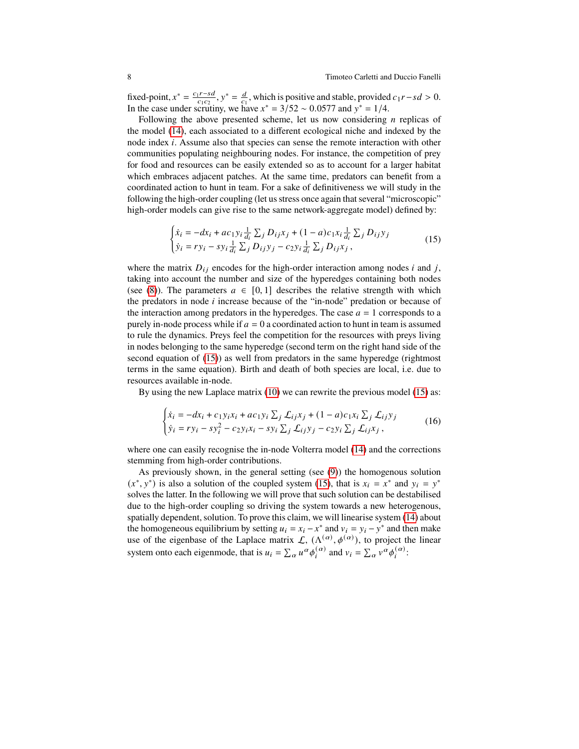fixed-point, $x^* = \frac{c_1 r - sd}{c_1 c_2}$, $y^* = \frac{d}{c_1}$, which is positive and stable, provided $c_1 r - sd > 0$. In the case under scrutiny, we have $x^* = 3/52 \sim 0.0577$ and $y^* = 1/4$.

Following the above presented scheme, let us now considering $n$ replicas of the model (14), each associated to a different ecological niche and indexed by the node index $i$. Assume also that species can sense the remote interaction with other communities populating neighbouring nodes. For instance, the competition of prey for food and resources can be easily extended so as to account for a larger habitat which embraces adjacent patches. At the same time, predators can benefit from a coordinated action to hunt in team. For a sake of definitiveness we will study in the following the high-order coupling (let us stress once again that several "microscopic" high-order models can give rise to the same network-aggregate model) defined by:

$$
\begin{cases}
\dot{x}_i = -dx_i + ac_1 y_i \frac{1}{d_i} \sum_j D_{ij} x_j + (1-a) c_1 x_i \frac{1}{d_i} \sum_j D_{ij} y_j \\
\dot{y}_i = r y_i - s y_i \frac{1}{d_i} \sum_j D_{ij} y_j - c_2 y_i \frac{1}{d_i} \sum_j D_{ij} x_j \,,
\end{cases}
\tag{15}
$$

where the matrix $D_{ij}$ encodes for the high-order interaction among nodes $i$ and $j$, taking into account the number and size of the hyperedges containing both nodes (see (8)). The parameters $a \in [0,1]$ describes the relative strength with which the predators in node $i$ increase because of the "in-node" predation or because of the interaction among predators in the hyperedges. The case $a = 1$ corresponds to a purely in-node process while if $a = 0$ a coordinated action to hunt in team is assumed to rule the dynamics. Preys feel the competition for the resources with preys living in nodes belonging to the same hyperedge (second term on the right hand side of the second equation of (15)) as well from predators in the same hyperedge (rightmost terms in the same equation). Birth and death of both species are local, i.e. due to resources available in-node.

By using the new Laplace matrix (10) we can rewrite the previous model (15) as:

$$
\begin{cases}
\dot{x}_i = -dx_i + c_1 y_i x_i + ac_1 y_i \sum_j \mathcal{L}_{ij} x_j + (1-a) c_1 x_i \sum_j \mathcal{L}_{ij} y_j \\
\dot{y}_i = r y_i - s y_i^2 - c_2 y_i x_i - s y_i \sum_j \mathcal{L}_{ij} y_j - c_2 y_i \sum_j \mathcal{L}_{ij} x_j \,,
\end{cases}
\tag{16}
$$

where one can easily recognise the in-node Volterra model (14) and the corrections stemming from high-order contributions.

As previously shown, in the general setting (see (9)) the homogenous solution $(x^*, y^*)$ is also a solution of the coupled system (15), that is $x_i = x^*$ and $y_i = y^*$ solves the latter. In the following we will prove that such solution can be destabilised due to the high-order coupling so driving the system towards a new heterogenous, spatially dependent, solution. To prove this claim, we will linearise system (14) about the homogeneous equilibrium by setting $u_i = x_i - x^*$ and $v_i = y_i - y^*$ and then make use of the eigenbase of the Laplace matrix $\mathcal{L}$, $(\Lambda^{(\alpha)}, \phi^{(\alpha)})$, to project the linear system onto each eigenmode, that is $u_i = \sum_\alpha u^\alpha \phi_i^{(\alpha)}$ and $v_i = \sum_\alpha v^\alpha \phi_i^{(\alpha)}$: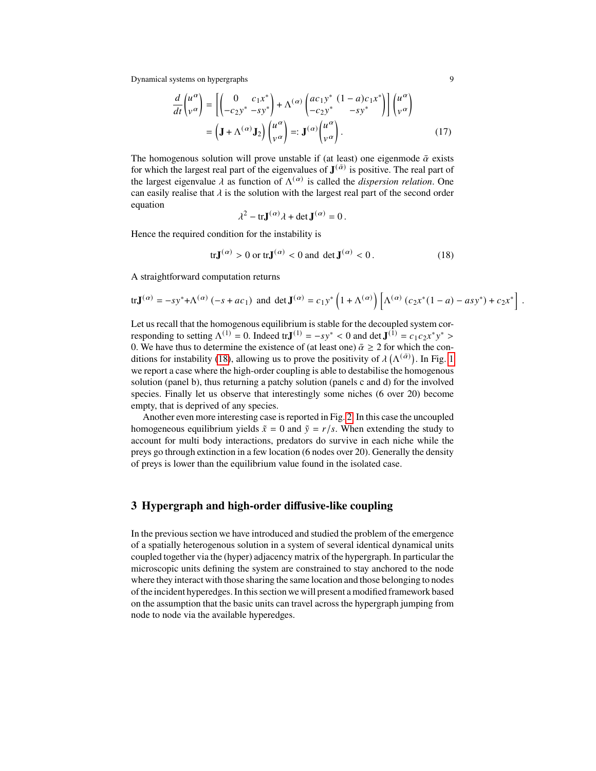$$
\begin{aligned}
\frac{d}{dt}\begin{pmatrix} u^\alpha \\ v^\alpha \end{pmatrix} &= \left[\begin{pmatrix} 0 & c_1 x^* \\ -c_2 y^* & -s y^* \end{pmatrix} + \Lambda^{(\alpha)} \begin{pmatrix} a c_1 y^* & (1-a) c_1 x^* \\ -c_2 y^* & -s y^* \end{pmatrix}\right] \begin{pmatrix} u^\alpha \\ v^\alpha \end{pmatrix} \\
&= \left(\mathbf{J} + \Lambda^{(\alpha)} \mathbf{J}_2\right) \begin{pmatrix} u^\alpha \\ v^\alpha \end{pmatrix} =: \mathbf{J}^{(\alpha)} \begin{pmatrix} u^\alpha \\ v^\alpha \end{pmatrix}.
\end{aligned} \tag{17}
$$

The homogenous solution will prove unstable if (at least) one eigenmode $\bar{\alpha}$ exists for which the largest real part of the eigenvalues of $\mathbf{J}^{(\bar{\alpha})}$ is positive. The real part of the largest eigenvalue $\lambda$ as function of $\Lambda^{(\alpha)}$ is called the *dispersion relation*. One can easily realise that $\lambda$ is the solution with the largest real part of the second order equation

$$
\lambda^2 - \mathrm{tr}\mathbf{J}^{(\alpha)}\lambda + \det \mathbf{J}^{(\alpha)} = 0 .
$$

Hence the required condition for the instability is

$$
\mathrm{tr}\mathbf{J}^{(\alpha)} > 0 \text{ or } \mathrm{tr}\mathbf{J}^{(\alpha)} < 0 \text{ and } \det \mathbf{J}^{(\alpha)} < 0 . \tag{18}
$$

A straightforward computation returns

$$
\mathrm{tr}\mathbf{J}^{(\alpha)} = -s y^* + \Lambda^{(\alpha)}\left(-s + a c_1\right) \text{ and } \det \mathbf{J}^{(\alpha)} = c_1 y^*\left(1 + \Lambda^{(\alpha)}\right)\left[\Lambda^{(\alpha)}\left(c_2 x^*(1-a) - a s y^*\right) + c_2 x^*\right] .
$$

Let us recall that the homogenous equilibrium is stable for the decoupled system corresponding to setting $\Lambda^{(1)} = 0$. Indeed $\mathrm{tr}\mathbf{J}^{(1)} = -s y^* < 0$ and $\det \mathbf{J}^{(1)} = c_1 c_2 x^* y^* > 0$. We have thus to determine the existence of (at least one) $\bar{\alpha} \geq 2$ for which the conditions for instability (18), allowing us to prove the positivity of $\lambda\left(\Lambda^{(\bar{\alpha})}\right)$. In Fig. 1 we report a case where the high-order coupling is able to destabilise the homogenous solution (panel b), thus returning a patchy solution (panels c and d) for the involved species. Finally let us observe that interestingly some niches (6 over 20) become empty, that is deprived of any species.

Another even more interesting case is reported in Fig. 2. In this case the uncoupled homogeneous equilibrium yields $\tilde{x} = 0$ and $\tilde{y} = r/s$. When extending the study to account for multi body interactions, predators do survive in each niche while the preys go through extinction in a few location (6 nodes over 20). Generally the density of preys is lower than the equilibrium value found in the isolated case.

## 3 Hypergraph and high-order diffusive-like coupling

In the previous section we have introduced and studied the problem of the emergence of a spatially heterogenous solution in a system of several identical dynamical units coupled together via the (hyper) adjacency matrix of the hypergraph. In particular the microscopic units defining the system are constrained to stay anchored to the node where they interact with those sharing the same location and those belonging to nodes of the incident hyperedges. In this section we will present a modified framework based on the assumption that the basic units can travel across the hypergraph jumping from node to node via the available hyperedges.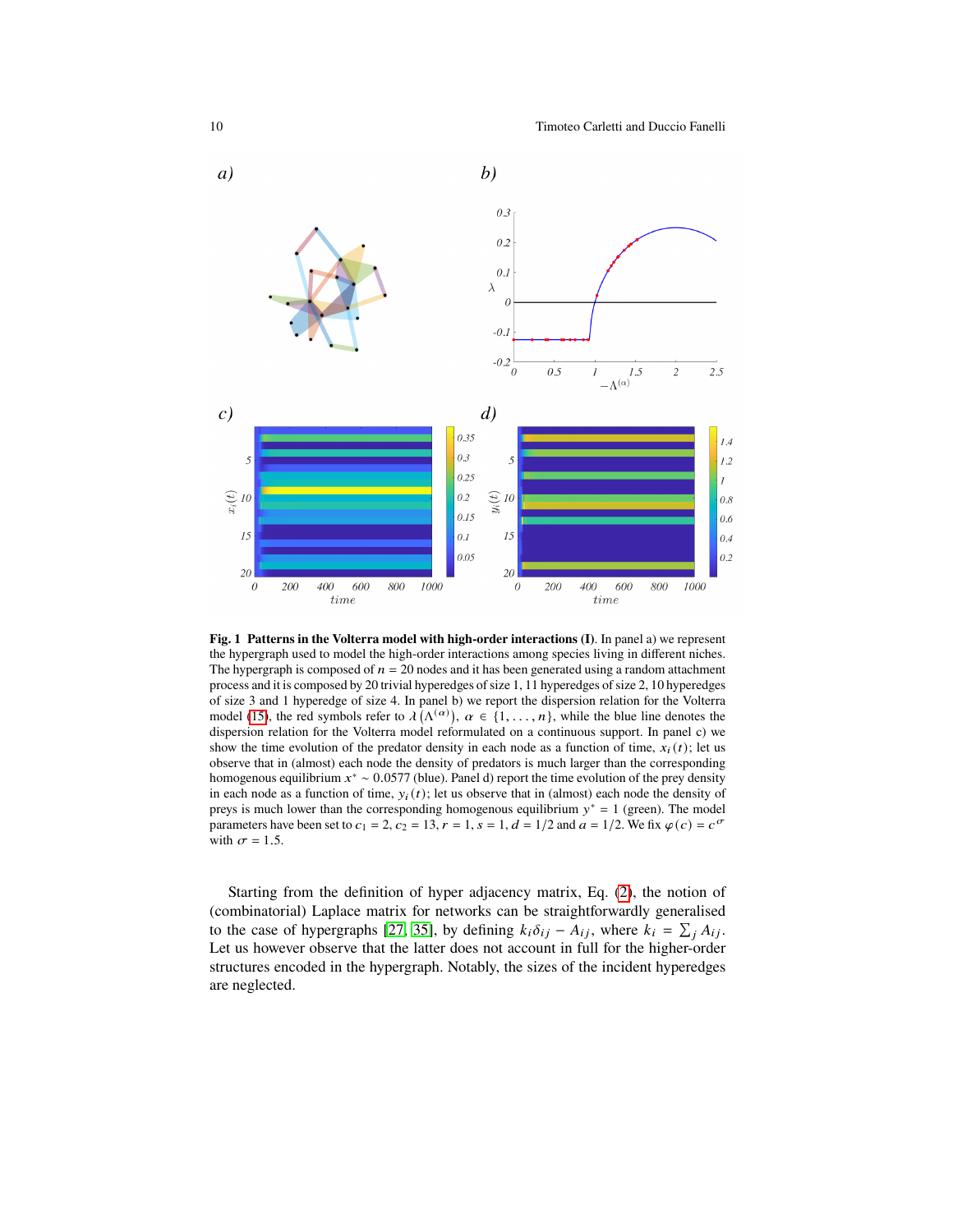**Fig. 1 Patterns in the Volterra model with high-order interactions (I)**. In panel a) we represent the hypergraph used to model the high-order interactions among species living in different niches. The hypergraph is composed of $n = 20$ nodes and it has been generated using a random attachment process and it is composed by 20 trivial hyperedges of size 1, 11 hyperedges of size 2, 10 hyperedges of size 3 and 1 hyperedge of size 4. In panel b) we report the dispersion relation for the Volterra model (15), the red symbols refer to $\lambda(\Lambda^{(\alpha)})$, $\alpha \in \{1, \dots, n\}$, while the blue line denotes the dispersion relation for the Volterra model reformulated on a continuous support. In panel c) we show the time evolution of the predator density in each node as a function of time, $x_i(t)$; let us observe that in (almost) each node the density of predators is much larger than the corresponding homogenous equilibrium $x^* \sim 0.0577$ (blue). Panel d) report the time evolution of the prey density in each node as a function of time, $y_i(t)$; let us observe that in (almost) each node the density of preys is much lower than the corresponding homogenous equilibrium $y^* = 1$ (green). The model parameters have been set to $c_1 = 2$, $c_2 = 13$, $r = 1$, $s = 1$, $d = 1/2$ and $a = 1/2$. We fix $\varphi(c) = c^\sigma$ with $\sigma = 1.5$.

Starting from the definition of hyper adjacency matrix, Eq. (2), the notion of (combinatorial) Laplace matrix for networks can be straightforwardly generalised to the case of hypergraphs [27, 35], by defining $k_i\delta_{ij} - A_{ij}$, where $k_i = \sum_j A_{ij}$. Let us however observe that the latter does not account in full for the higher-order structures encoded in the hypergraph. Notably, the sizes of the incident hyperedges are neglected.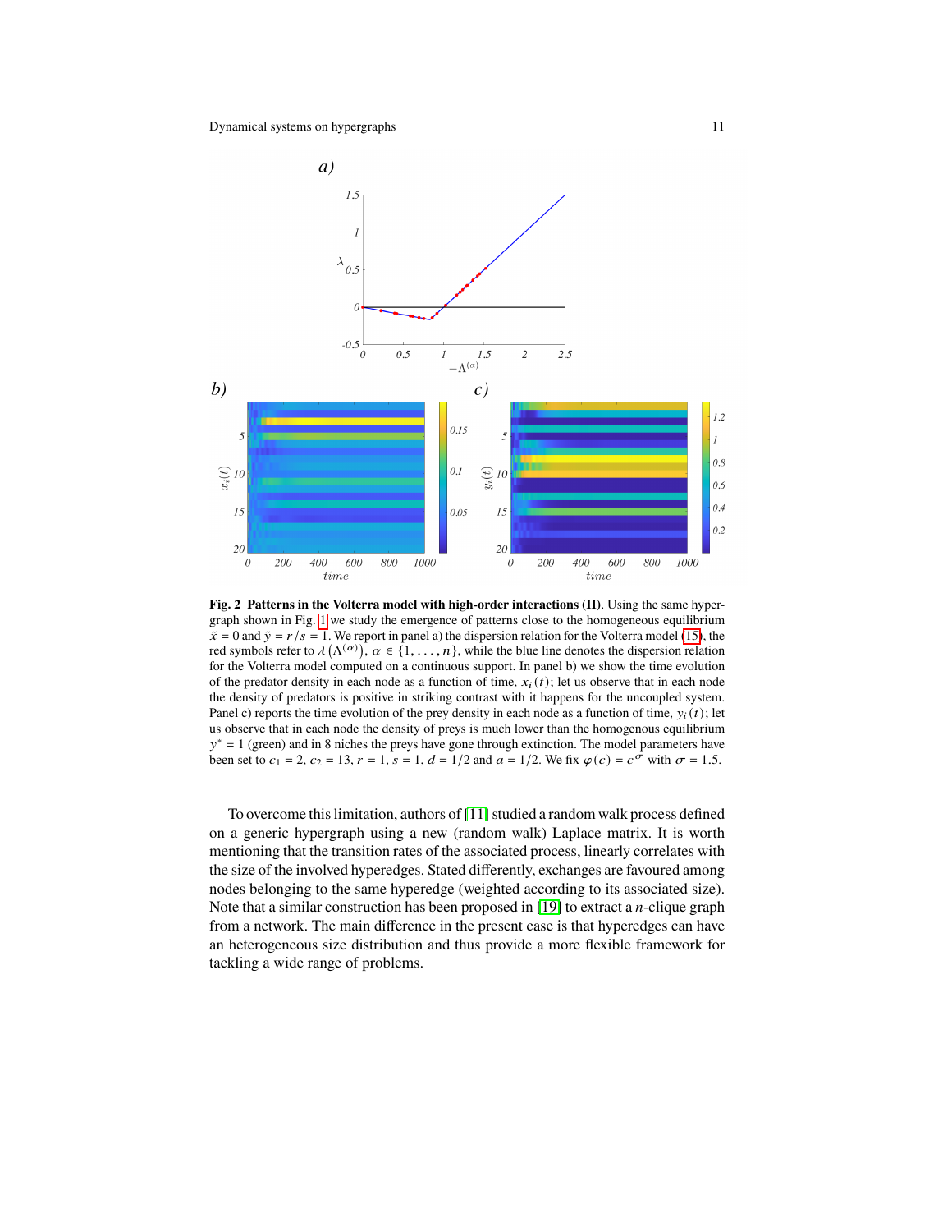**Fig. 2 Patterns in the Volterra model with high-order interactions (II)**. Using the same hypergraph shown in Fig. 1 we study the emergence of patterns close to the homogeneous equilibrium $\hat{x} = 0$ and $\hat{y} = r/s = 1$. We report in panel a) the dispersion relation for the Volterra model (15), the red symbols refer to $\lambda\left(\Lambda^{(\alpha)}\right)$, $\alpha \in \{1, \dots, n\}$, while the blue line denotes the dispersion relation for the Volterra model computed on a continuous support. In panel b) we show the time evolution of the predator density in each node as a function of time, $x_i(t)$; let us observe that in each node the density of predators is positive in striking contrast with it happens for the uncoupled system. Panel c) reports the time evolution of the prey density in each node as a function of time, $y_i(t)$; let us observe that in each node the density of preys is much lower than the homogenous equilibrium $y^* = 1$ (green) and in 8 niches the preys have gone through extinction. The model parameters have been set to $c_1 = 2$, $c_2 = 13$, $r = 1$, $s = 1$, $d = 1/2$ and $a = 1/2$. We fix $\varphi(c) = c^\sigma$ with $\sigma = 1.5$.

To overcome this limitation, authors of [11] studied a random walk process defined on a generic hypergraph using a new (random walk) Laplace matrix. It is worth mentioning that the transition rates of the associated process, linearly correlates with the size of the involved hyperedges. Stated differently, exchanges are favoured among nodes belonging to the same hyperedge (weighted according to its associated size). Note that a similar construction has been proposed in [19] to extract a $n$-clique graph from a network. The main difference in the present case is that hyperedges can have an heterogeneous size distribution and thus provide a more flexible framework for tackling a wide range of problems.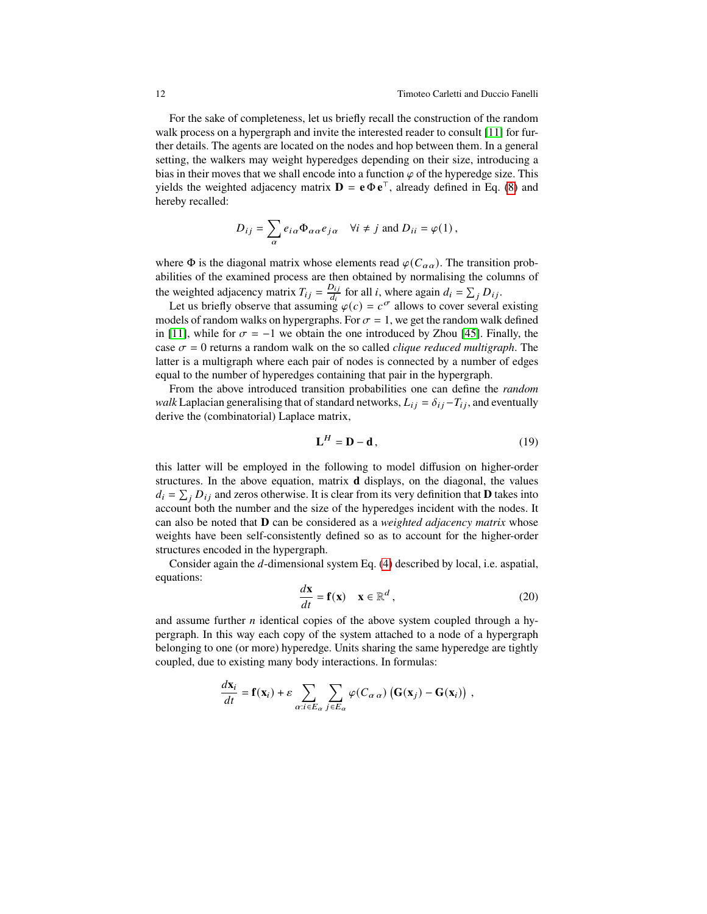For the sake of completeness, let us briefly recall the construction of the random walk process on a hypergraph and invite the interested reader to consult [11] for further details. The agents are located on the nodes and hop between them. In a general setting, the walkers may weight hyperedges depending on their size, introducing a bias in their moves that we shall encode into a function $\varphi$ of the hyperedge size. This yields the weighted adjacency matrix $\mathbf{D} = \mathbf{e}\,\Phi\,\mathbf{e}^\top$, already defined in Eq. (8) and hereby recalled:

$$D_{ij} = \sum_\alpha e_{i\alpha}\Phi_{\alpha\alpha}e_{j\alpha} \quad \forall i \neq j \text{ and } D_{ii} = \varphi(1)\,,$$

where $\Phi$ is the diagonal matrix whose elements read $\varphi(C_{\alpha\alpha})$. The transition probabilities of the examined process are then obtained by normalising the columns of the weighted adjacency matrix $T_{ij} = \frac{D_{ij}}{d_i}$ for all $i$, where again $d_i = \sum_j D_{ij}$.

Let us briefly observe that assuming $\varphi(c) = c^\sigma$ allows to cover several existing models of random walks on hypergraphs. For $\sigma = 1$, we get the random walk defined in [11], while for $\sigma = -1$ we obtain the one introduced by Zhou [45]. Finally, the case $\sigma = 0$ returns a random walk on the so called *clique reduced multigraph*. The latter is a multigraph where each pair of nodes is connected by a number of edges equal to the number of hyperedges containing that pair in the hypergraph.

From the above introduced transition probabilities one can define the *random walk* Laplacian generalising that of standard networks, $L_{ij} = \delta_{ij} - T_{ij}$, and eventually derive the (combinatorial) Laplace matrix,

$$\mathbf{L}^H = \mathbf{D} - \mathbf{d}\,, \tag{19}$$

this latter will be employed in the following to model diffusion on higher-order structures. In the above equation, matrix $\mathbf{d}$ displays, on the diagonal, the values $d_i = \sum_j D_{ij}$ and zeros otherwise. It is clear from its very definition that $\mathbf{D}$ takes into account both the number and the size of the hyperedges incident with the nodes. It can also be noted that $\mathbf{D}$ can be considered as a *weighted adjacency matrix* whose weights have been self-consistently defined so as to account for the higher-order structures encoded in the hypergraph.

Consider again the $d$-dimensional system Eq. (4) described by local, i.e. aspatial, equations:

$$\frac{d\mathbf{x}}{dt} = \mathbf{f}(\mathbf{x}) \quad \mathbf{x} \in \mathbb{R}^d\,, \tag{20}$$

and assume further $n$ identical copies of the above system coupled through a hypergraph. In this way each copy of the system attached to a node of a hypergraph belonging to one (or more) hyperedge. Units sharing the same hyperedge are tightly coupled, due to existing many body interactions. In formulas:

$$\frac{d\mathbf{x}_i}{dt} = \mathbf{f}(\mathbf{x}_i) + \varepsilon \sum_{\alpha: i\in E_\alpha} \sum_{j\in E_\alpha} \varphi(C_{\alpha\,\alpha})\left(\mathbf{G}(\mathbf{x}_j) - \mathbf{G}(\mathbf{x}_i)\right)\,,$$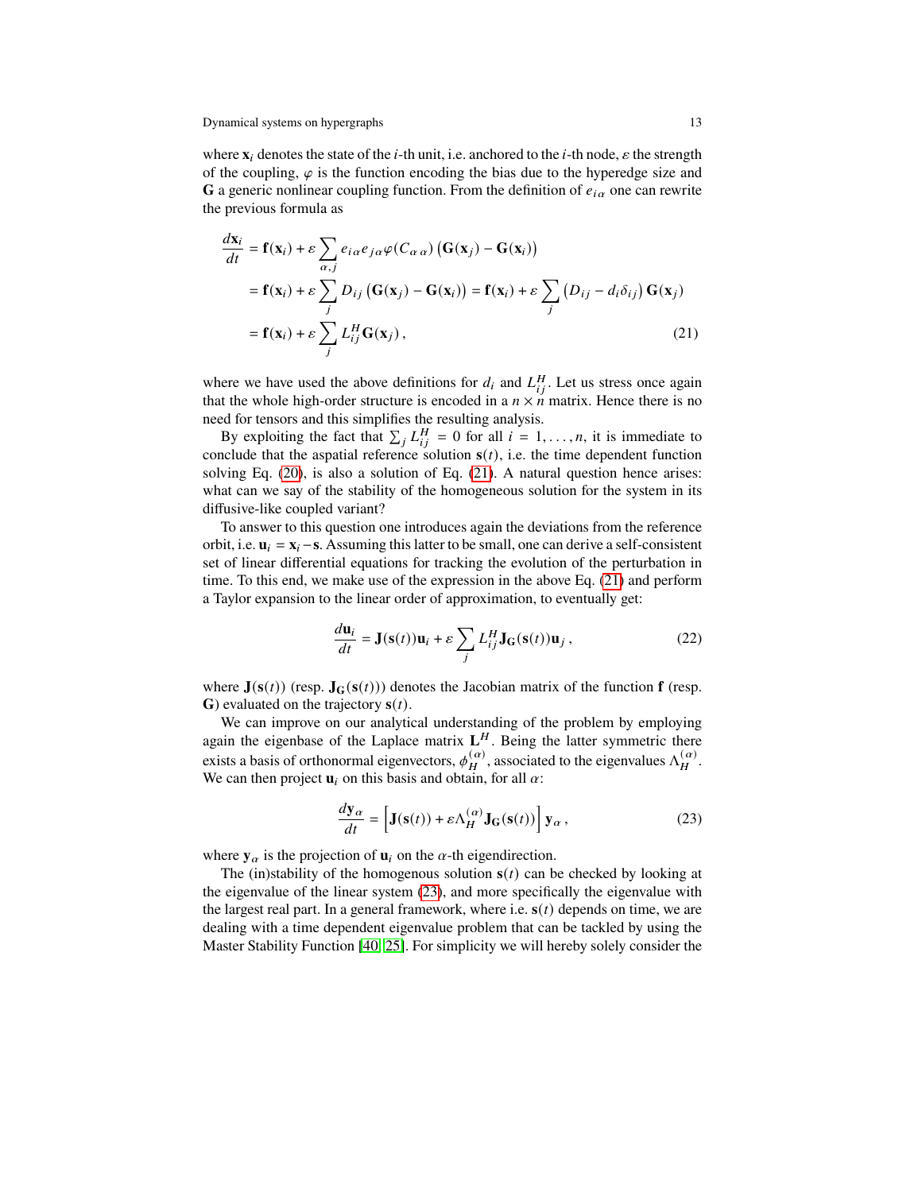where $\mathbf{x}_i$ denotes the state of the $i$-th unit, i.e. anchored to the $i$-th node, $\varepsilon$ the strength of the coupling, $\varphi$ is the function encoding the bias due to the hyperedge size and $\mathbf{G}$ a generic nonlinear coupling function. From the definition of $e_{i\alpha}$ one can rewrite the previous formula as

$$
\begin{aligned}
\frac{d\mathbf{x}_i}{dt} &= \mathbf{f}(\mathbf{x}_i) + \varepsilon \sum_{\alpha, j} e_{i\alpha} e_{j\alpha} \varphi(C_{\alpha\alpha}) \left(\mathbf{G}(\mathbf{x}_j) - \mathbf{G}(\mathbf{x}_i)\right) \\
&= \mathbf{f}(\mathbf{x}_i) + \varepsilon \sum_j D_{ij} \left(\mathbf{G}(\mathbf{x}_j) - \mathbf{G}(\mathbf{x}_i)\right) = \mathbf{f}(\mathbf{x}_i) + \varepsilon \sum_j \left(D_{ij} - d_i \delta_{ij}\right) \mathbf{G}(\mathbf{x}_j) \\
&= \mathbf{f}(\mathbf{x}_i) + \varepsilon \sum_j L^H_{ij} \mathbf{G}(\mathbf{x}_j) \, ,
\end{aligned} \tag{21}
$$

where we have used the above definitions for $d_i$ and $L^H_{ij}$. Let us stress once again that the whole high-order structure is encoded in a $n \times n$ matrix. Hence there is no need for tensors and this simplifies the resulting analysis.

By exploiting the fact that $\sum_j L^H_{ij} = 0$ for all $i = 1, \ldots, n$, it is immediate to conclude that the aspatial reference solution $\mathbf{s}(t)$, i.e. the time dependent function solving Eq. (20), is also a solution of Eq. (21). A natural question hence arises: what can we say of the stability of the homogeneous solution for the system in its diffusive-like coupled variant?

To answer to this question one introduces again the deviations from the reference orbit, i.e. $\mathbf{u}_i = \mathbf{x}_i - \mathbf{s}$. Assuming this latter to be small, one can derive a self-consistent set of linear differential equations for tracking the evolution of the perturbation in time. To this end, we make use of the expression in the above Eq. (21) and perform a Taylor expansion to the linear order of approximation, to eventually get:

$$
\frac{d\mathbf{u}_i}{dt} = \mathbf{J}(\mathbf{s}(t))\mathbf{u}_i + \varepsilon \sum_j L^H_{ij} \mathbf{J}_{\mathbf{G}}(\mathbf{s}(t))\mathbf{u}_j \, , \tag{22}
$$

where $\mathbf{J}(\mathbf{s}(t))$ (resp. $\mathbf{J}_{\mathbf{G}}(\mathbf{s}(t))$) denotes the Jacobian matrix of the function $\mathbf{f}$ (resp. $\mathbf{G}$) evaluated on the trajectory $\mathbf{s}(t)$.

We can improve on our analytical understanding of the problem by employing again the eigenbase of the Laplace matrix $\mathbf{L}^H$. Being the latter symmetric there exists a basis of orthonormal eigenvectors, $\phi^{(\alpha)}_H$, associated to the eigenvalues $\Lambda^{(\alpha)}_H$. We can then project $\mathbf{u}_i$ on this basis and obtain, for all $\alpha$:

$$
\frac{d\mathbf{y}_\alpha}{dt} = \left[\mathbf{J}(\mathbf{s}(t)) + \varepsilon \Lambda^{(\alpha)}_H \mathbf{J}_{\mathbf{G}}(\mathbf{s}(t))\right] \mathbf{y}_\alpha \, , \tag{23}
$$

where $\mathbf{y}_\alpha$ is the projection of $\mathbf{u}_i$ on the $\alpha$-th eigendirection.

The (in)stability of the homogenous solution $\mathbf{s}(t)$ can be checked by looking at the eigenvalue of the linear system (23), and more specifically the eigenvalue with the largest real part. In a general framework, where i.e. $\mathbf{s}(t)$ depends on time, we are dealing with a time dependent eigenvalue problem that can be tackled by using the Master Stability Function [40, 25]. For simplicity we will hereby solely consider the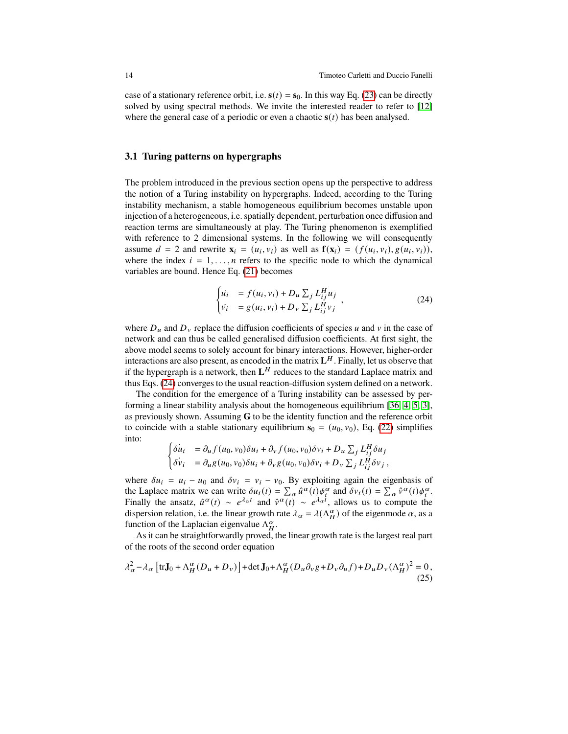case of a stationary reference orbit, i.e. $\mathbf{s}(t) = \mathbf{s}_0$. In this way Eq. (23) can be directly solved by using spectral methods. We invite the interested reader to refer to [12] where the general case of a periodic or even a chaotic $\mathbf{s}(t)$ has been analysed.

### 3.1 Turing patterns on hypergraphs

The problem introduced in the previous section opens up the perspective to address the notion of a Turing instability on hypergraphs. Indeed, according to the Turing instability mechanism, a stable homogeneous equilibrium becomes unstable upon injection of a heterogeneous, i.e. spatially dependent, perturbation once diffusion and reaction terms are simultaneously at play. The Turing phenomenon is exemplified with reference to 2 dimensional systems. In the following we will consequently assume $d = 2$ and rewrite $\mathbf{x}_i = (u_i, v_i)$ as well as $\mathbf{f}(\mathbf{x}_i) = (f(u_i, v_i), g(u_i, v_i))$, where the index $i = 1, \dots, n$ refers to the specific node to which the dynamical variables are bound. Hence Eq. (21) becomes

$$
\begin{cases}
\dot{u_i} &= f(u_i, v_i) + D_u \sum_j L^H_{ij} u_j \\
\dot{v_i} &= g(u_i, v_i) + D_v \sum_j L^H_{ij} v_j
\end{cases}, \tag{24}
$$

where $D_u$ and $D_v$ replace the diffusion coefficients of species $u$ and $v$ in the case of network and can thus be called generalised diffusion coefficients. At first sight, the above model seems to solely account for binary interactions. However, higher-order interactions are also present, as encoded in the matrix $\mathbf{L}^H$. Finally, let us observe that if the hypergraph is a network, then $\mathbf{L}^H$ reduces to the standard Laplace matrix and thus Eqs. (24) converges to the usual reaction-diffusion system defined on a network.

The condition for the emergence of a Turing instability can be assessed by performing a linear stability analysis about the homogeneous equilibrium [36, 4, 5, 3], as previously shown. Assuming $\mathbf{G}$ to be the identity function and the reference orbit to coincide with a stable stationary equilibrium $\mathbf{s}_0 = (u_0, v_0)$, Eq. (22) simplifies into:

$$
\begin{cases}
\dot{\delta u_i} &= \partial_u f(u_0, v_0)\delta u_i + \partial_v f(u_0, v_0)\delta v_i + D_u \sum_j L^H_{ij} \delta u_j \\
\dot{\delta v_i} &= \partial_u g(u_0, v_0)\delta u_i + \partial_v g(u_0, v_0)\delta v_i + D_v \sum_j L^H_{ij} \delta v_j \,,
\end{cases}
$$

where $\delta u_i = u_i - u_0$ and $\delta v_i = v_i - v_0$. By exploiting again the eigenbasis of the Laplace matrix we can write $\delta u_i(t) = \sum_\alpha \hat{u}^\alpha(t)\phi^\alpha_i$ and $\delta v_i(t) = \sum_\alpha \hat{v}^\alpha(t)\phi^\alpha_i$. Finally the ansatz, $\hat{u}^\alpha(t) \sim e^{\lambda_\alpha t}$ and $\hat{v}^\alpha(t) \sim e^{\lambda_\alpha t}$, allows us to compute the dispersion relation, i.e. the linear growth rate $\lambda_\alpha = \lambda(\Lambda^\alpha_H)$ of the eigenmode $\alpha$, as a function of the Laplacian eigenvalue $\Lambda^\alpha_H$.

As it can be straightforwardly proved, the linear growth rate is the largest real part of the roots of the second order equation

$$
\lambda_\alpha^2 - \lambda_\alpha \left[\mathrm{tr}\mathbf{J}_0 + \Lambda^\alpha_H (D_u + D_v)\right] + \det \mathbf{J}_0 + \Lambda^\alpha_H (D_u \partial_v g + D_v \partial_u f) + D_u D_v (\Lambda^\alpha_H)^2 = 0 \,, \tag{25}
$$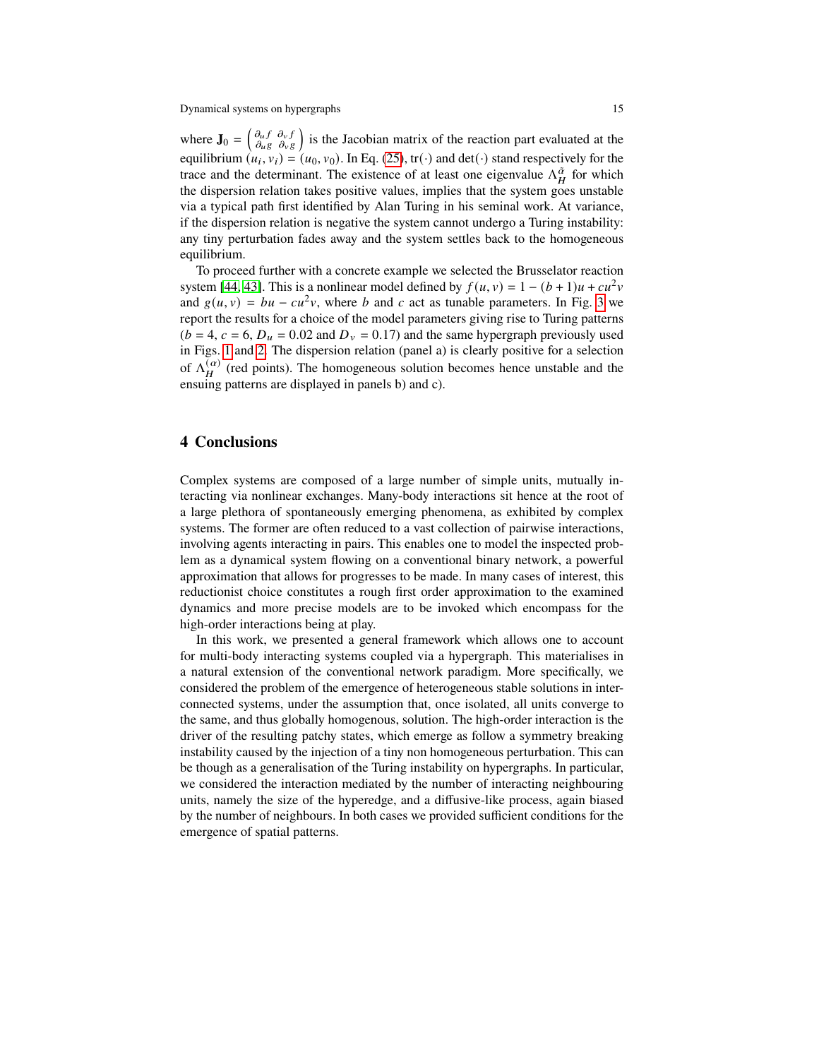where $\mathbf{J}_0 = \begin{pmatrix} \partial_u f & \partial_v f \\ \partial_u g & \partial_v g \end{pmatrix}$ is the Jacobian matrix of the reaction part evaluated at the equilibrium $(u_i, v_i) = (u_0, v_0)$. In Eq. (25), $\mathrm{tr}(\cdot)$ and $\det(\cdot)$ stand respectively for the trace and the determinant. The existence of at least one eigenvalue $\Lambda_H^{\tilde{\alpha}}$ for which the dispersion relation takes positive values, implies that the system goes unstable via a typical path first identified by Alan Turing in his seminal work. At variance, if the dispersion relation is negative the system cannot undergo a Turing instability: any tiny perturbation fades away and the system settles back to the homogeneous equilibrium.

To proceed further with a concrete example we selected the Brusselator reaction system [44, 43]. This is a nonlinear model defined by $f(u, v) = 1 - (b + 1)u + cu^2 v$ and $g(u, v) = bu - cu^2 v$, where $b$ and $c$ act as tunable parameters. In Fig. 3 we report the results for a choice of the model parameters giving rise to Turing patterns ($b = 4$, $c = 6$, $D_u = 0.02$ and $D_v = 0.17$) and the same hypergraph previously used in Figs. 1 and 2. The dispersion relation (panel a) is clearly positive for a selection of $\Lambda_H^{(\alpha)}$ (red points). The homogeneous solution becomes hence unstable and the ensuing patterns are displayed in panels b) and c).

## 4 Conclusions

Complex systems are composed of a large number of simple units, mutually interacting via nonlinear exchanges. Many-body interactions sit hence at the root of a large plethora of spontaneously emerging phenomena, as exhibited by complex systems. The former are often reduced to a vast collection of pairwise interactions, involving agents interacting in pairs. This enables one to model the inspected problem as a dynamical system flowing on a conventional binary network, a powerful approximation that allows for progresses to be made. In many cases of interest, this reductionist choice constitutes a rough first order approximation to the examined dynamics and more precise models are to be invoked which encompass for the high-order interactions being at play.

In this work, we presented a general framework which allows one to account for multi-body interacting systems coupled via a hypergraph. This materialises in a natural extension of the conventional network paradigm. More specifically, we considered the problem of the emergence of heterogeneous stable solutions in interconnected systems, under the assumption that, once isolated, all units converge to the same, and thus globally homogenous, solution. The high-order interaction is the driver of the resulting patchy states, which emerge as follow a symmetry breaking instability caused by the injection of a tiny non homogeneous perturbation. This can be though as a generalisation of the Turing instability on hypergraphs. In particular, we considered the interaction mediated by the number of interacting neighbouring units, namely the size of the hyperedge, and a diffusive-like process, again biased by the number of neighbours. In both cases we provided sufficient conditions for the emergence of spatial patterns.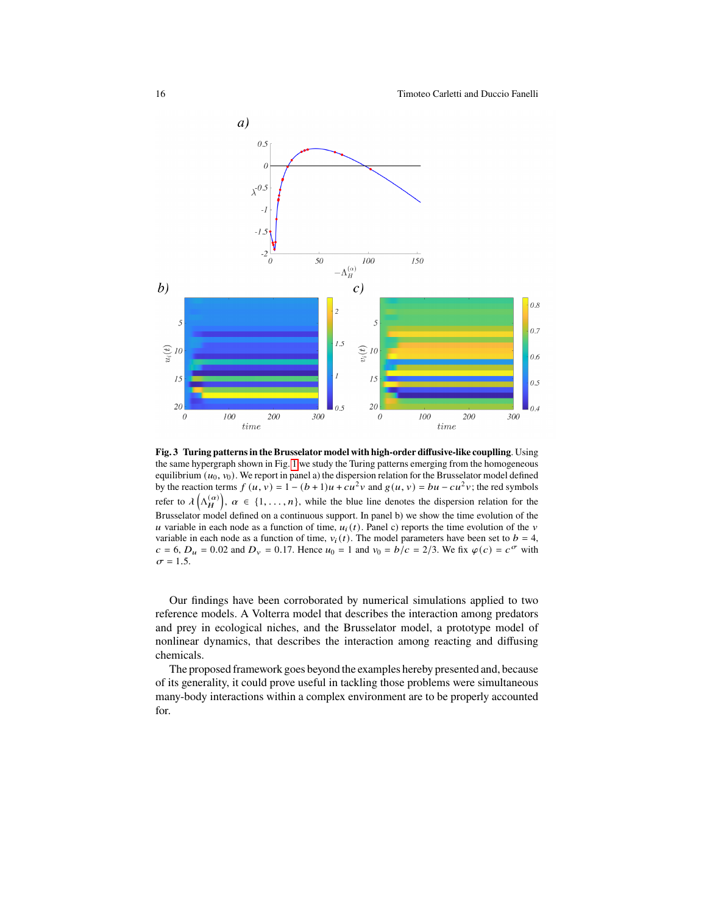**Fig. 3 Turing patterns in the Brusselator model with high-order diffusive-like couplling**. Using the same hypergraph shown in Fig. 1 we study the Turing patterns emerging from the homogeneous equilibrium $(u_0, v_0)$. We report in panel a) the dispersion relation for the Brusselator model defined by the reaction terms $f(u,v) = 1 - (b+1)u + cu^2 v$ and $g(u,v) = bu - cu^2 v$; the red symbols refer to $\lambda\left(\Lambda_H^{(\alpha)}\right)$, $\alpha \in \{1, \dots, n\}$, while the blue line denotes the dispersion relation for the Brusselator model defined on a continuous support. In panel b) we show the time evolution of the $u$ variable in each node as a function of time, $u_i(t)$. Panel c) reports the time evolution of the $v$ variable in each node as a function of time, $v_i(t)$. The model parameters have been set to $b = 4$, $c = 6$, $D_u = 0.02$ and $D_v = 0.17$. Hence $u_0 = 1$ and $v_0 = b/c = 2/3$. We fix $\varphi(c) = c^\sigma$ with $\sigma = 1.5$.

Our findings have been corroborated by numerical simulations applied to two reference models. A Volterra model that describes the interaction among predators and prey in ecological niches, and the Brusselator model, a prototype model of nonlinear dynamics, that describes the interaction among reacting and diffusing chemicals.

The proposed framework goes beyond the examples hereby presented and, because of its generality, it could prove useful in tackling those problems were simultaneous many-body interactions within a complex environment are to be properly accounted for.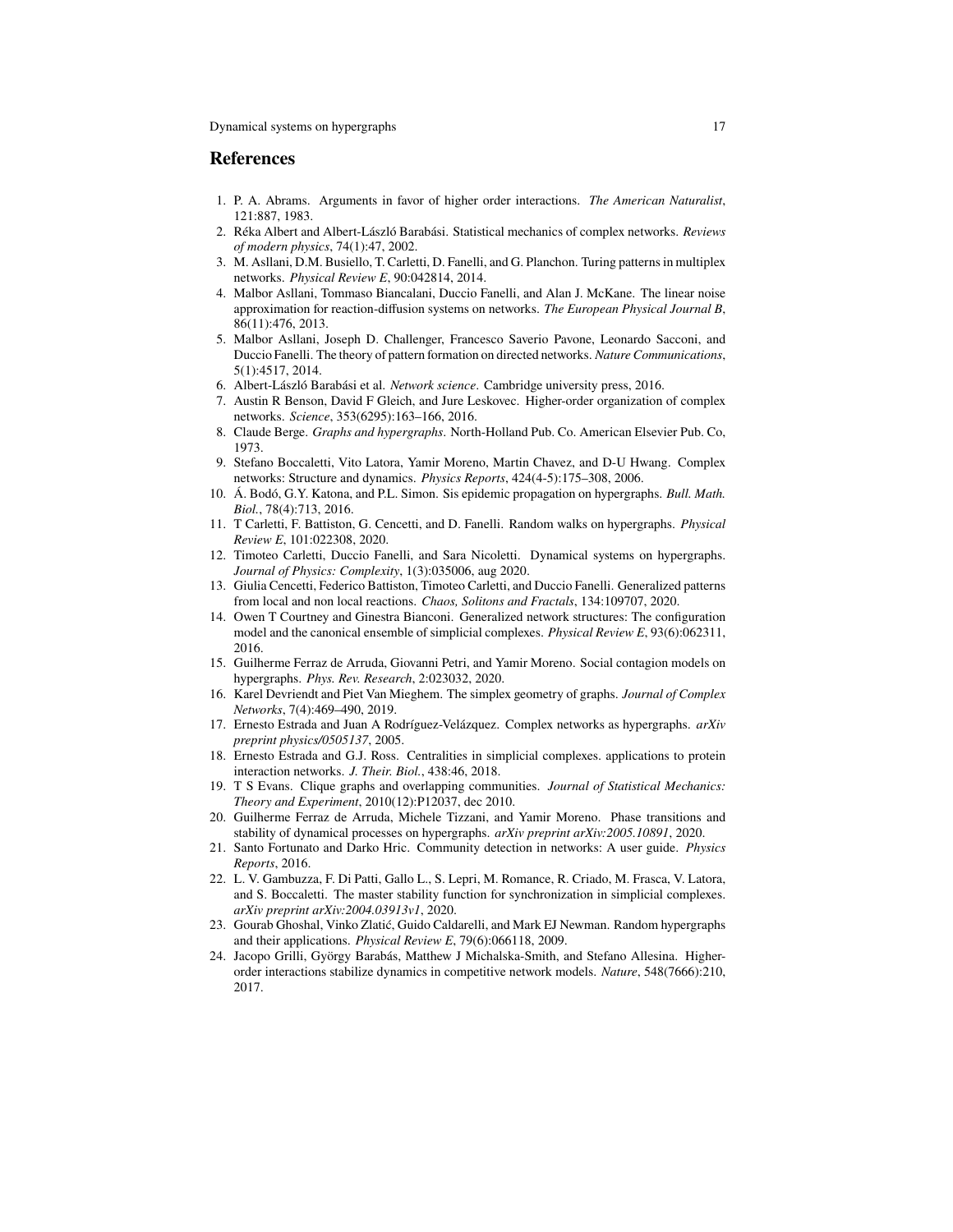## References

1. P. A. Abrams. Arguments in favor of higher order interactions. *The American Naturalist*, 121:887, 1983.
2. Réka Albert and Albert-László Barabási. Statistical mechanics of complex networks. *Reviews of modern physics*, 74(1):47, 2002.
3. M. Asllani, D.M. Busiello, T. Carletti, D. Fanelli, and G. Planchon. Turing patterns in multiplex networks. *Physical Review E*, 90:042814, 2014.
4. Malbor Asllani, Tommaso Biancalani, Duccio Fanelli, and Alan J. McKane. The linear noise approximation for reaction-diffusion systems on networks. *The European Physical Journal B*, 86(11):476, 2013.
5. Malbor Asllani, Joseph D. Challenger, Francesco Saverio Pavone, Leonardo Sacconi, and Duccio Fanelli. The theory of pattern formation on directed networks. *Nature Communications*, 5(1):4517, 2014.
6. Albert-László Barabási et al. *Network science*. Cambridge university press, 2016.
7. Austin R Benson, David F Gleich, and Jure Leskovec. Higher-order organization of complex networks. *Science*, 353(6295):163–166, 2016.
8. Claude Berge. *Graphs and hypergraphs*. North-Holland Pub. Co. American Elsevier Pub. Co, 1973.
9. Stefano Boccaletti, Vito Latora, Yamir Moreno, Martin Chavez, and D-U Hwang. Complex networks: Structure and dynamics. *Physics Reports*, 424(4-5):175–308, 2006.
10. Á. Bodó, G.Y. Katona, and P.L. Simon. Sis epidemic propagation on hypergraphs. *Bull. Math. Biol.*, 78(4):713, 2016.
11. T Carletti, F. Battiston, G. Cencetti, and D. Fanelli. Random walks on hypergraphs. *Physical Review E*, 101:022308, 2020.
12. Timoteo Carletti, Duccio Fanelli, and Sara Nicoletti. Dynamical systems on hypergraphs. *Journal of Physics: Complexity*, 1(3):035006, aug 2020.
13. Giulia Cencetti, Federico Battiston, Timoteo Carletti, and Duccio Fanelli. Generalized patterns from local and non local reactions. *Chaos, Solitons and Fractals*, 134:109707, 2020.
14. Owen T Courtney and Ginestra Bianconi. Generalized network structures: The configuration model and the canonical ensemble of simplicial complexes. *Physical Review E*, 93(6):062311, 2016.
15. Guilherme Ferraz de Arruda, Giovanni Petri, and Yamir Moreno. Social contagion models on hypergraphs. *Phys. Rev. Research*, 2:023032, 2020.
16. Karel Devriendt and Piet Van Mieghem. The simplex geometry of graphs. *Journal of Complex Networks*, 7(4):469–490, 2019.
17. Ernesto Estrada and Juan A Rodríguez-Velázquez. Complex networks as hypergraphs. *arXiv preprint physics/0505137*, 2005.
18. Ernesto Estrada and G.J. Ross. Centralities in simplicial complexes. applications to protein interaction networks. *J. Their. Biol.*, 438:46, 2018.
19. T S Evans. Clique graphs and overlapping communities. *Journal of Statistical Mechanics: Theory and Experiment*, 2010(12):P12037, dec 2010.
20. Guilherme Ferraz de Arruda, Michele Tizzani, and Yamir Moreno. Phase transitions and stability of dynamical processes on hypergraphs. *arXiv preprint arXiv:2005.10891*, 2020.
21. Santo Fortunato and Darko Hric. Community detection in networks: A user guide. *Physics Reports*, 2016.
22. L. V. Gambuzza, F. Di Patti, Gallo L., S. Lepri, M. Romance, R. Criado, M. Frasca, V. Latora, and S. Boccaletti. The master stability function for synchronization in simplicial complexes. *arXiv preprint arXiv:2004.03913v1*, 2020.
23. Gourab Ghoshal, Vinko Zlatić, Guido Caldarelli, and Mark EJ Newman. Random hypergraphs and their applications. *Physical Review E*, 79(6):066118, 2009.
24. Jacopo Grilli, György Barabás, Matthew J Michalska-Smith, and Stefano Allesina. Higher-order interactions stabilize dynamics in competitive network models. *Nature*, 548(7666):210, 2017.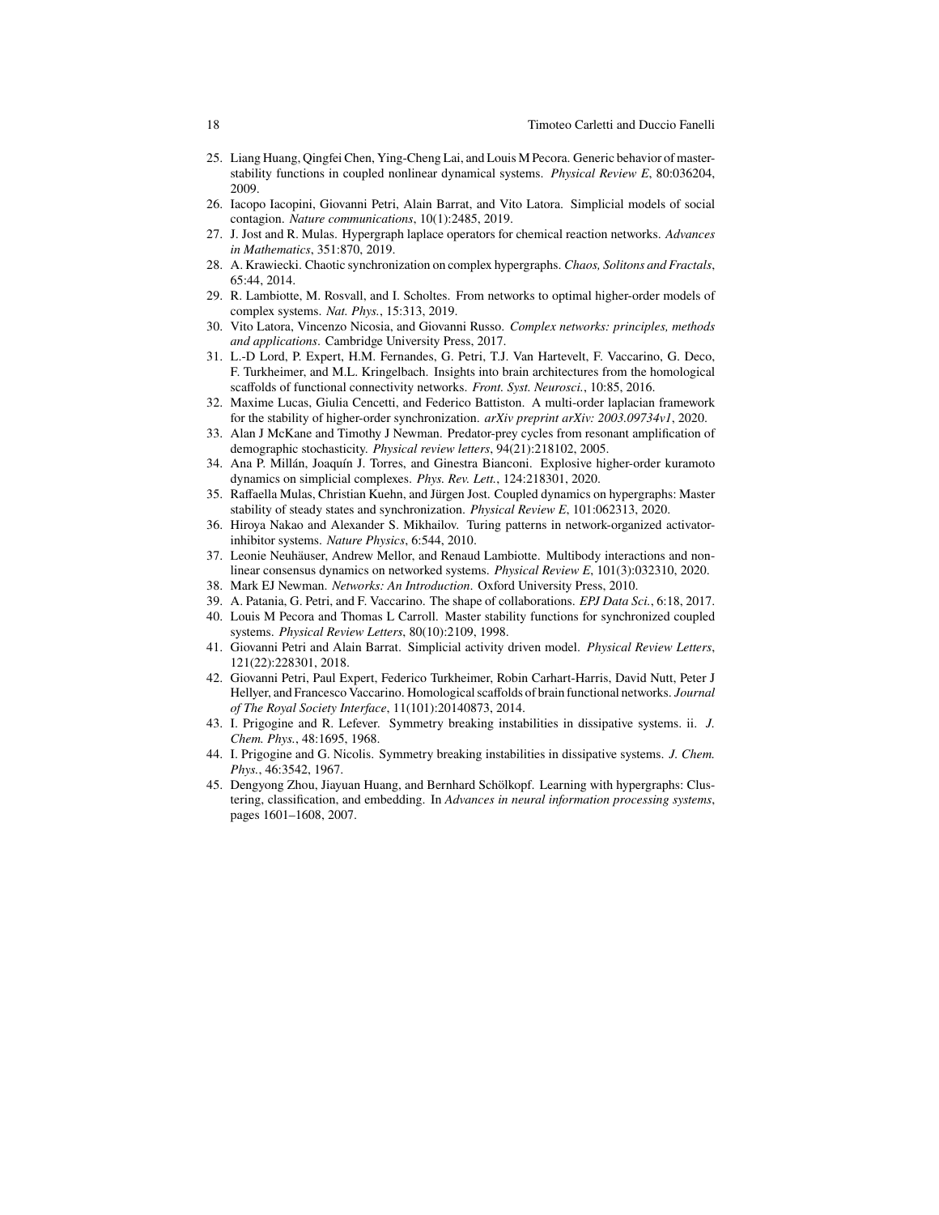25. Liang Huang, Qingfei Chen, Ying-Cheng Lai, and Louis M Pecora. Generic behavior of master-stability functions in coupled nonlinear dynamical systems. *Physical Review E*, 80:036204, 2009.
26. Iacopo Iacopini, Giovanni Petri, Alain Barrat, and Vito Latora. Simplicial models of social contagion. *Nature communications*, 10(1):2485, 2019.
27. J. Jost and R. Mulas. Hypergraph laplace operators for chemical reaction networks. *Advances in Mathematics*, 351:870, 2019.
28. A. Krawiecki. Chaotic synchronization on complex hypergraphs. *Chaos, Solitons and Fractals*, 65:44, 2014.
29. R. Lambiotte, M. Rosvall, and I. Scholtes. From networks to optimal higher-order models of complex systems. *Nat. Phys.*, 15:313, 2019.
30. Vito Latora, Vincenzo Nicosia, and Giovanni Russo. *Complex networks: principles, methods and applications*. Cambridge University Press, 2017.
31. L.-D Lord, P. Expert, H.M. Fernandes, G. Petri, T.J. Van Hartevelt, F. Vaccarino, G. Deco, F. Turkheimer, and M.L. Kringelbach. Insights into brain architectures from the homological scaffolds of functional connectivity networks. *Front. Syst. Neurosci.*, 10:85, 2016.
32. Maxime Lucas, Giulia Cencetti, and Federico Battiston. A multi-order laplacian framework for the stability of higher-order synchronization. *arXiv preprint arXiv: 2003.09734v1*, 2020.
33. Alan J McKane and Timothy J Newman. Predator-prey cycles from resonant amplification of demographic stochasticity. *Physical review letters*, 94(21):218102, 2005.
34. Ana P. Millán, Joaquín J. Torres, and Ginestra Bianconi. Explosive higher-order kuramoto dynamics on simplicial complexes. *Phys. Rev. Lett.*, 124:218301, 2020.
35. Raffaella Mulas, Christian Kuehn, and Jürgen Jost. Coupled dynamics on hypergraphs: Master stability of steady states and synchronization. *Physical Review E*, 101:062313, 2020.
36. Hiroya Nakao and Alexander S. Mikhailov. Turing patterns in network-organized activator-inhibitor systems. *Nature Physics*, 6:544, 2010.
37. Leonie Neuhäuser, Andrew Mellor, and Renaud Lambiotte. Multibody interactions and nonlinear consensus dynamics on networked systems. *Physical Review E*, 101(3):032310, 2020.
38. Mark EJ Newman. *Networks: An Introduction*. Oxford University Press, 2010.
39. A. Patania, G. Petri, and F. Vaccarino. The shape of collaborations. *EPJ Data Sci.*, 6:18, 2017.
40. Louis M Pecora and Thomas L Carroll. Master stability functions for synchronized coupled systems. *Physical Review Letters*, 80(10):2109, 1998.
41. Giovanni Petri and Alain Barrat. Simplicial activity driven model. *Physical Review Letters*, 121(22):228301, 2018.
42. Giovanni Petri, Paul Expert, Federico Turkheimer, Robin Carhart-Harris, David Nutt, Peter J Hellyer, and Francesco Vaccarino. Homological scaffolds of brain functional networks. *Journal of The Royal Society Interface*, 11(101):20140873, 2014.
43. I. Prigogine and R. Lefever. Symmetry breaking instabilities in dissipative systems. ii. *J. Chem. Phys.*, 48:1695, 1968.
44. I. Prigogine and G. Nicolis. Symmetry breaking instabilities in dissipative systems. *J. Chem. Phys.*, 46:3542, 1967.
45. Dengyong Zhou, Jiayuan Huang, and Bernhard Schölkopf. Learning with hypergraphs: Clustering, classification, and embedding. In *Advances in neural information processing systems*, pages 1601–1608, 2007.